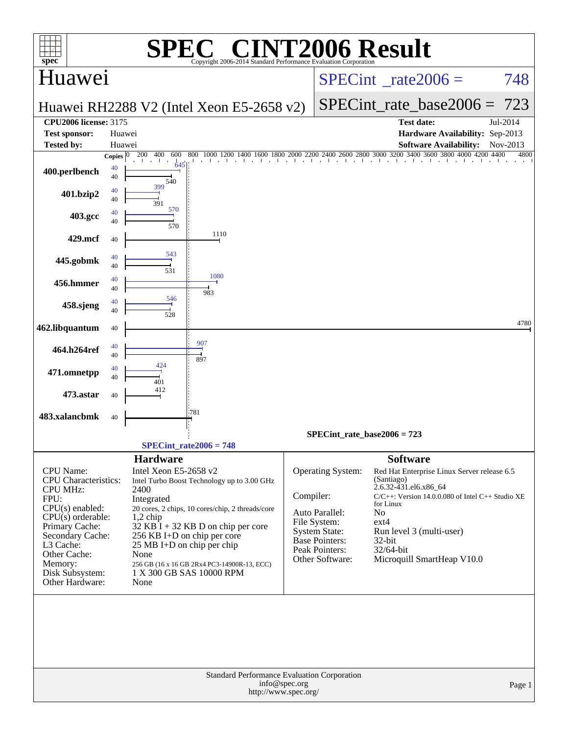# SPEC® CINT2006 Result

Copyright 2006-2014 Standard Performance Evaluation Corporation

## Huawei

**Huawei RH2288 V2 (Intel Xeon E5-2658 v2)**

SPECint_rate2006 = 748

SPECint_rate_base2006 = 723

| | | | |
|---|---|---|---|
| **CPU2006 license:** 3175 | | **Test date:** | Jul-2014 |
| **Test sponsor:** | Huawei | **Hardware Availability:** | Sep-2013 |
| **Tested by:** | Huawei | **Software Availability:** | Nov-2013 |

| Benchmark | Copies | Peak | Base |
|---|---|---|---|
| 400.perlbench | 40 | 645 | 540 |
| 401.bzip2 | 40 | 399 | 391 |
| 403.gcc | 40 | 570 | 570 |
| 429.mcf | 40 | | 1110 |
| 445.gobmk | 40 | 543 | 531 |
| 456.hmmer | 40 | 1080 | 983 |
| 458.sjeng | 40 | 546 | 528 |
| 462.libquantum | 40 | | 4780 |
| 464.h264ref | 40 | 907 | 897 |
| 471.omnetpp | 40 | 424 | 401 |
| 473.astar | 40 | | 412 |
| 483.xalancbmk | 40 | | 781 |

SPECint_rate_base2006 = 723

SPECint_rate2006 = 748

### Hardware

| | |
|---|---|
| CPU Name: | Intel Xeon E5-2658 v2 |
| CPU Characteristics: | Intel Turbo Boost Technology up to 3.00 GHz |
| CPU MHz: | 2400 |
| FPU: | Integrated |
| CPU(s) enabled: | 20 cores, 2 chips, 10 cores/chip, 2 threads/core |
| CPU(s) orderable: | 1,2 chip |
| Primary Cache: | 32 KB I + 32 KB D on chip per core |
| Secondary Cache: | 256 KB I+D on chip per core |
| L3 Cache: | 25 MB I+D on chip per chip |
| Other Cache: | None |
| Memory: | 256 GB (16 x 16 GB 2Rx4 PC3-14900R-13, ECC) |
| Disk Subsystem: | 1 X 300 GB SAS 10000 RPM |
| Other Hardware: | None |

### Software

| | |
|---|---|
| Operating System: | Red Hat Enterprise Linux Server release 6.5 (Santiago) 2.6.32-431.el6.x86_64 |
| Compiler: | C/C++: Version 14.0.0.080 of Intel C++ Studio XE for Linux |
| Auto Parallel: | No |
| File System: | ext4 |
| System State: | Run level 3 (multi-user) |
| Base Pointers: | 32-bit |
| Peak Pointers: | 32/64-bit |
| Other Software: | Microquill SmartHeap V10.0 |

Standard Performance Evaluation Corporation
info@spec.org
http://www.spec.org/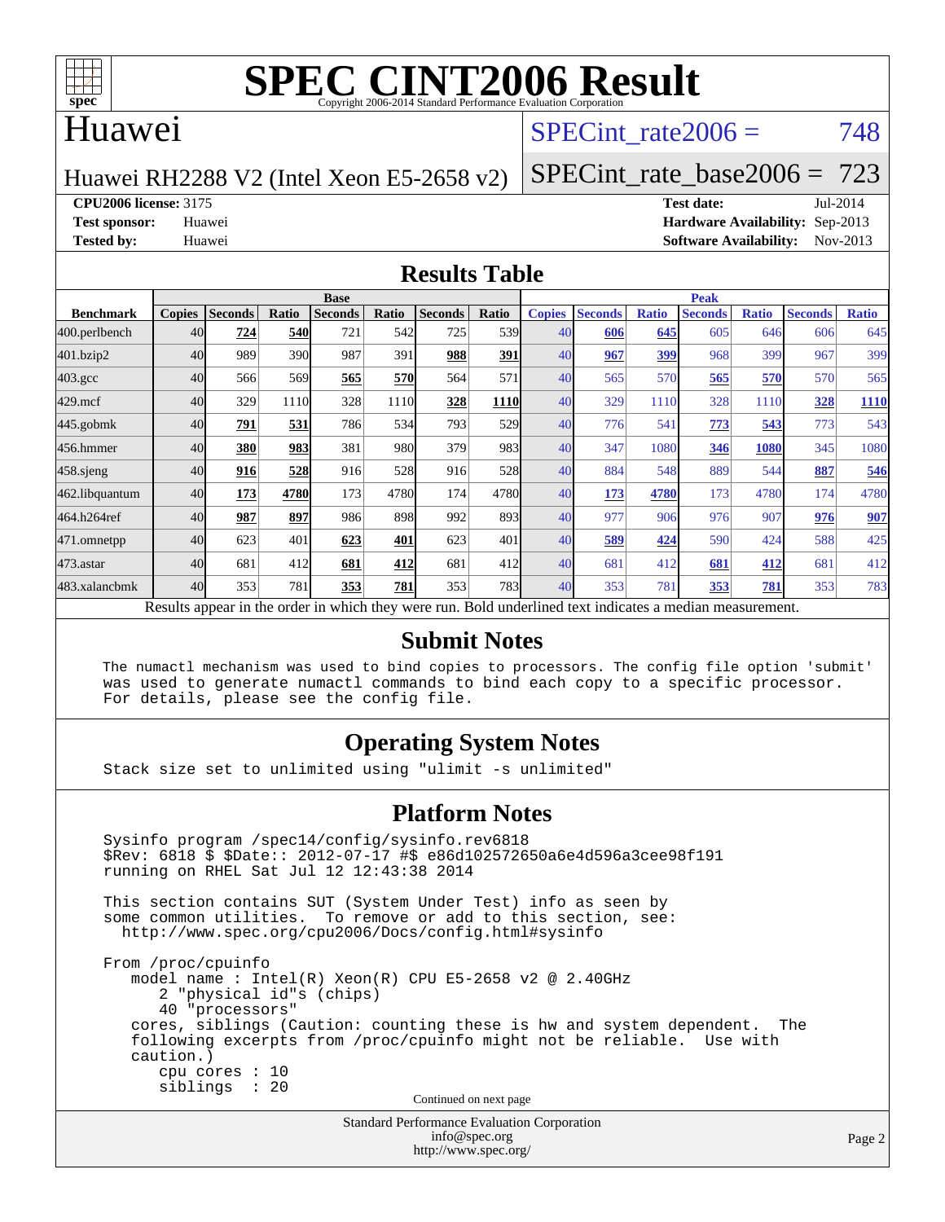# SPEC CINT2006 Result

Copyright 2006-2014 Standard Performance Evaluation Corporation

## Huawei

Huawei RH2288 V2 (Intel Xeon E5-2658 v2)

SPECint_rate2006 = 748

SPECint_rate_base2006 = 723

**CPU2006 license:** 3175
**Test sponsor:** Huawei
**Tested by:** Huawei

**Test date:** Jul-2014
**Hardware Availability:** Sep-2013
**Software Availability:** Nov-2013

### Results Table

| Benchmark | Base | | | | | | | Peak | | | | | | |
|---|---|---|---|---|---|---|---|---|---|---|---|---|---|---|
| | Copies | Seconds | Ratio | Seconds | Ratio | Seconds | Ratio | Copies | Seconds | Ratio | Seconds | Ratio | Seconds | Ratio |
| 400.perlbench | 40 | **724** | **540** | 721 | 542 | 725 | 539 | 40 | **606** | **645** | 605 | 646 | 606 | 645 |
| 401.bzip2 | 40 | 989 | 390 | 987 | 391 | **988** | **391** | 40 | **967** | **399** | 968 | 399 | 967 | 399 |
| 403.gcc | 40 | 566 | 569 | **565** | **570** | 564 | 571 | 40 | 565 | 570 | **565** | **570** | 570 | 565 |
| 429.mcf | 40 | 329 | 1110 | 328 | 1110 | **328** | **1110** | 40 | 329 | 1110 | 328 | 1110 | **328** | **1110** |
| 445.gobmk | 40 | **791** | **531** | 786 | 534 | 793 | 529 | 40 | 776 | 541 | **773** | **543** | 773 | 543 |
| 456.hmmer | 40 | **380** | **983** | 381 | 980 | 379 | 983 | 40 | 347 | 1080 | **346** | **1080** | 345 | 1080 |
| 458.sjeng | 40 | **916** | **528** | 916 | 528 | 916 | 528 | 40 | 884 | 548 | 889 | 544 | **887** | **546** |
| 462.libquantum | 40 | **173** | **4780** | 173 | 4780 | 174 | 4780 | 40 | **173** | **4780** | 173 | 4780 | 174 | 4780 |
| 464.h264ref | 40 | **987** | **897** | 986 | 898 | 992 | 893 | 40 | 977 | 906 | 976 | 907 | **976** | **907** |
| 471.omnetpp | 40 | 623 | 401 | **623** | **401** | 623 | 401 | 40 | **589** | **424** | 590 | 424 | 588 | 425 |
| 473.astar | 40 | 681 | 412 | **681** | **412** | 681 | 412 | 40 | 681 | 412 | **681** | **412** | 681 | 412 |
| 483.xalancbmk | 40 | 353 | 781 | **353** | **781** | 353 | 783 | 40 | 353 | 781 | **353** | **781** | 353 | 783 |

Results appear in the order in which they were run. Bold underlined text indicates a median measurement.

### Submit Notes

```
The numactl mechanism was used to bind copies to processors. The config file option 'submit'
was used to generate numactl commands to bind each copy to a specific processor.
For details, please see the config file.
```

### Operating System Notes

```
Stack size set to unlimited using "ulimit -s unlimited"
```

### Platform Notes

```
Sysinfo program /spec14/config/sysinfo.rev6818
$Rev: 6818 $ $Date:: 2012-07-17 #$ e86d102572650a6e4d596a3cee98f191
running on RHEL Sat Jul 12 12:43:38 2014

This section contains SUT (System Under Test) info as seen by
some common utilities.  To remove or add to this section, see:
  http://www.spec.org/cpu2006/Docs/config.html#sysinfo

From /proc/cpuinfo
   model name : Intel(R) Xeon(R) CPU E5-2658 v2 @ 2.40GHz
      2 "physical id"s (chips)
      40 "processors"
   cores, siblings (Caution: counting these is hw and system dependent.  The
   following excerpts from /proc/cpuinfo might not be reliable.  Use with
   caution.)
      cpu cores : 10
      siblings  : 20
```

Continued on next page

Standard Performance Evaluation Corporation
info@spec.org
http://www.spec.org/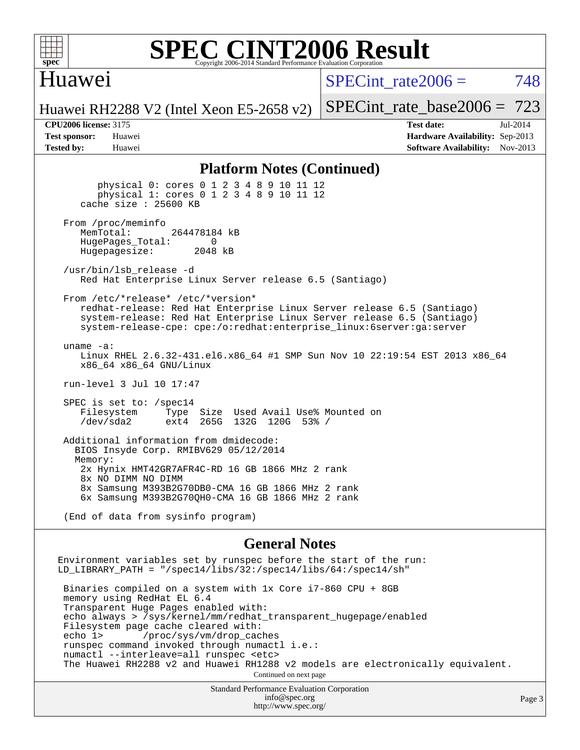# SPEC CINT2006 Result

Copyright 2006-2014 Standard Performance Evaluation Corporation

## Huawei

Huawei RH2288 V2 (Intel Xeon E5-2658 v2)

SPECint_rate2006 = 748

SPECint_rate_base2006 = 723

**CPU2006 license:** 3175
**Test sponsor:** Huawei
**Tested by:** Huawei

**Test date:** Jul-2014
**Hardware Availability:** Sep-2013
**Software Availability:** Nov-2013

## Platform Notes (Continued)

```
        physical 0: cores 0 1 2 3 4 8 9 10 11 12
        physical 1: cores 0 1 2 3 4 8 9 10 11 12
     cache size : 25600 KB

  From /proc/meminfo
     MemTotal:       264478184 kB
     HugePages_Total:       0
     Hugepagesize:       2048 kB

  /usr/bin/lsb_release -d
     Red Hat Enterprise Linux Server release 6.5 (Santiago)

  From /etc/*release* /etc/*version*
     redhat-release: Red Hat Enterprise Linux Server release 6.5 (Santiago)
     system-release: Red Hat Enterprise Linux Server release 6.5 (Santiago)
     system-release-cpe: cpe:/o:redhat:enterprise_linux:6server:ga:server

  uname -a:
     Linux RHEL 2.6.32-431.el6.x86_64 #1 SMP Sun Nov 10 22:19:54 EST 2013 x86_64
     x86_64 x86_64 GNU/Linux

  run-level 3 Jul 10 17:47

  SPEC is set to: /spec14
     Filesystem     Type  Size  Used Avail Use% Mounted on
     /dev/sda2      ext4  265G  132G  120G  53% /

  Additional information from dmidecode:
    BIOS Insyde Corp. RMIBV629 05/12/2014
    Memory:
     2x Hynix HMT42GR7AFR4C-RD 16 GB 1866 MHz 2 rank
     8x NO DIMM NO DIMM
     8x Samsung M393B2G70DB0-CMA 16 GB 1866 MHz 2 rank
     6x Samsung M393B2G70QH0-CMA 16 GB 1866 MHz 2 rank

  (End of data from sysinfo program)
```

## General Notes

```
Environment variables set by runspec before the start of the run:
LD_LIBRARY_PATH = "/spec14/libs/32:/spec14/libs/64:/spec14/sh"

 Binaries compiled on a system with 1x Core i7-860 CPU + 8GB
 memory using RedHat EL 6.4
 Transparent Huge Pages enabled with:
 echo always > /sys/kernel/mm/redhat_transparent_hugepage/enabled
 Filesystem page cache cleared with:
 echo 1>       /proc/sys/vm/drop_caches
 runspec command invoked through numactl i.e.:
 numactl --interleave=all runspec <etc>
 The Huawei RH2288 v2 and Huawei RH1288 v2 models are electronically equivalent.
```

Continued on next page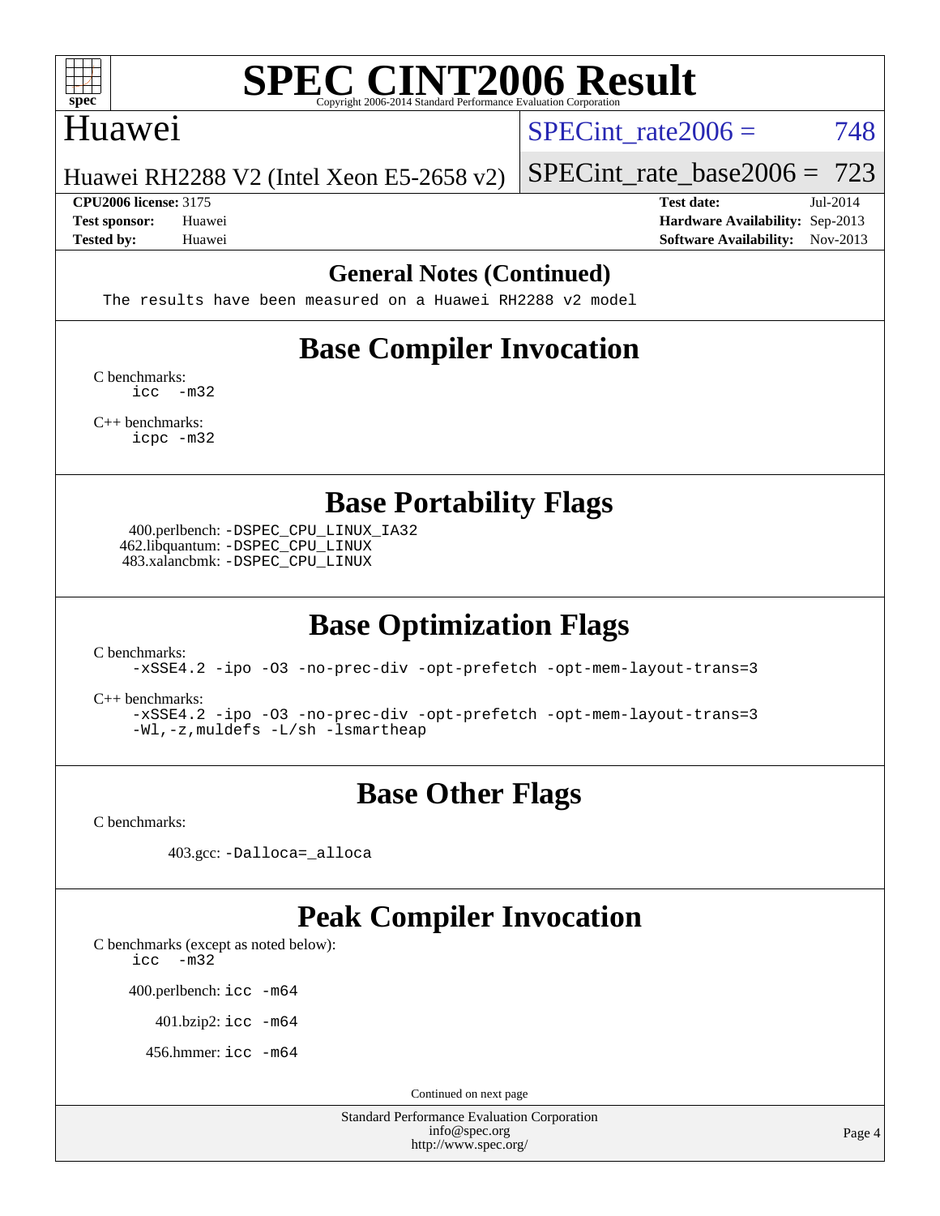## General Notes (Continued)

```
The results have been measured on a Huawei RH2288 v2 model
```

## Base Compiler Invocation

C benchmarks:
```
icc  -m32
```

C++ benchmarks:
```
icpc -m32
```

## Base Portability Flags

400.perlbench: `-DSPEC_CPU_LINUX_IA32`
462.libquantum: `-DSPEC_CPU_LINUX`
483.xalancbmk: `-DSPEC_CPU_LINUX`

## Base Optimization Flags

C benchmarks:
```
-xSSE4.2 -ipo -O3 -no-prec-div -opt-prefetch -opt-mem-layout-trans=3
```

C++ benchmarks:
```
-xSSE4.2 -ipo -O3 -no-prec-div -opt-prefetch -opt-mem-layout-trans=3
-Wl,-z,muldefs -L/sh -lsmartheap
```

## Base Other Flags

C benchmarks:

403.gcc: `-Dalloca=_alloca`

## Peak Compiler Invocation

C benchmarks (except as noted below):
```
icc  -m32
```

400.perlbench: `icc -m64`

401.bzip2: `icc -m64`

456.hmmer: `icc -m64`

Continued on next page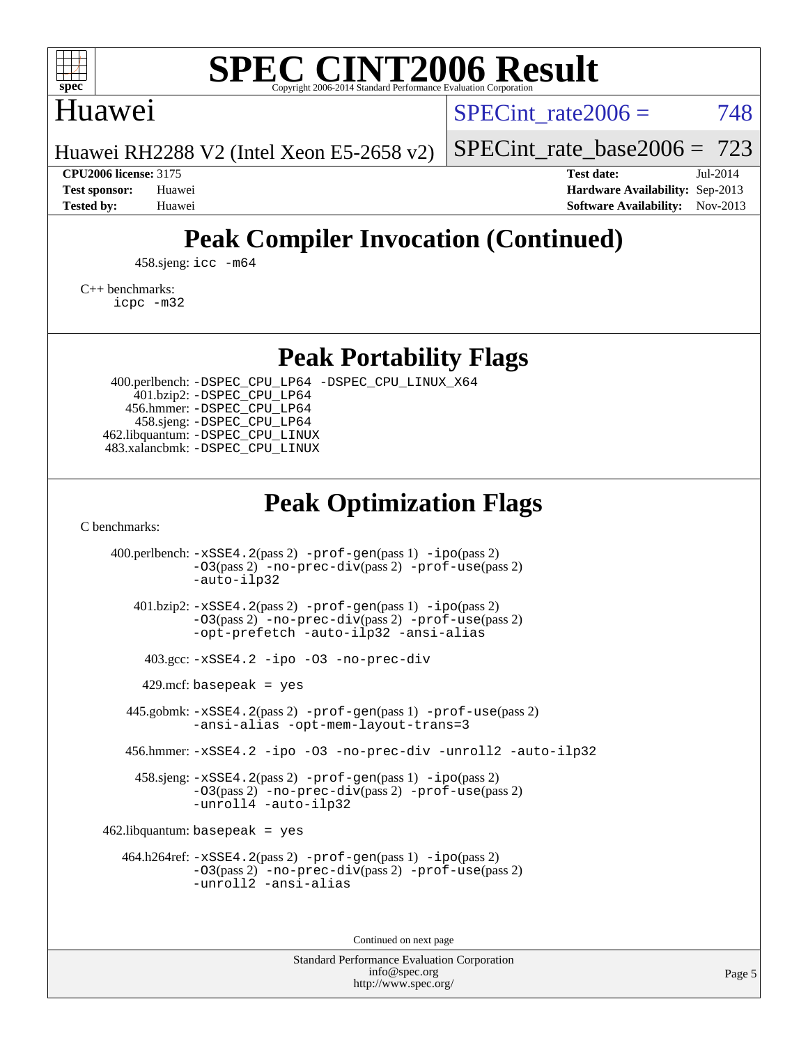# Peak Compiler Invocation (Continued)

458.sjeng: `icc -m64`

C++ benchmarks:
`icpc -m32`

# Peak Portability Flags

400.perlbench: `-DSPEC_CPU_LP64 -DSPEC_CPU_LINUX_X64`
401.bzip2: `-DSPEC_CPU_LP64`
456.hmmer: `-DSPEC_CPU_LP64`
458.sjeng: `-DSPEC_CPU_LP64`
462.libquantum: `-DSPEC_CPU_LINUX`
483.xalancbmk: `-DSPEC_CPU_LINUX`

# Peak Optimization Flags

C benchmarks:

400.perlbench: `-xSSE4.2`(pass 2) `-prof-gen`(pass 1) `-ipo`(pass 2) `-O3`(pass 2) `-no-prec-div`(pass 2) `-prof-use`(pass 2) `-auto-ilp32`

401.bzip2: `-xSSE4.2`(pass 2) `-prof-gen`(pass 1) `-ipo`(pass 2) `-O3`(pass 2) `-no-prec-div`(pass 2) `-prof-use`(pass 2) `-opt-prefetch -auto-ilp32 -ansi-alias`

403.gcc: `-xSSE4.2 -ipo -O3 -no-prec-div`

429.mcf: `basepeak = yes`

445.gobmk: `-xSSE4.2`(pass 2) `-prof-gen`(pass 1) `-prof-use`(pass 2) `-ansi-alias -opt-mem-layout-trans=3`

456.hmmer: `-xSSE4.2 -ipo -O3 -no-prec-div -unroll2 -auto-ilp32`

458.sjeng: `-xSSE4.2`(pass 2) `-prof-gen`(pass 1) `-ipo`(pass 2) `-O3`(pass 2) `-no-prec-div`(pass 2) `-prof-use`(pass 2) `-unroll4 -auto-ilp32`

462.libquantum: `basepeak = yes`

464.h264ref: `-xSSE4.2`(pass 2) `-prof-gen`(pass 1) `-ipo`(pass 2) `-O3`(pass 2) `-no-prec-div`(pass 2) `-prof-use`(pass 2) `-unroll2 -ansi-alias`

Continued on next page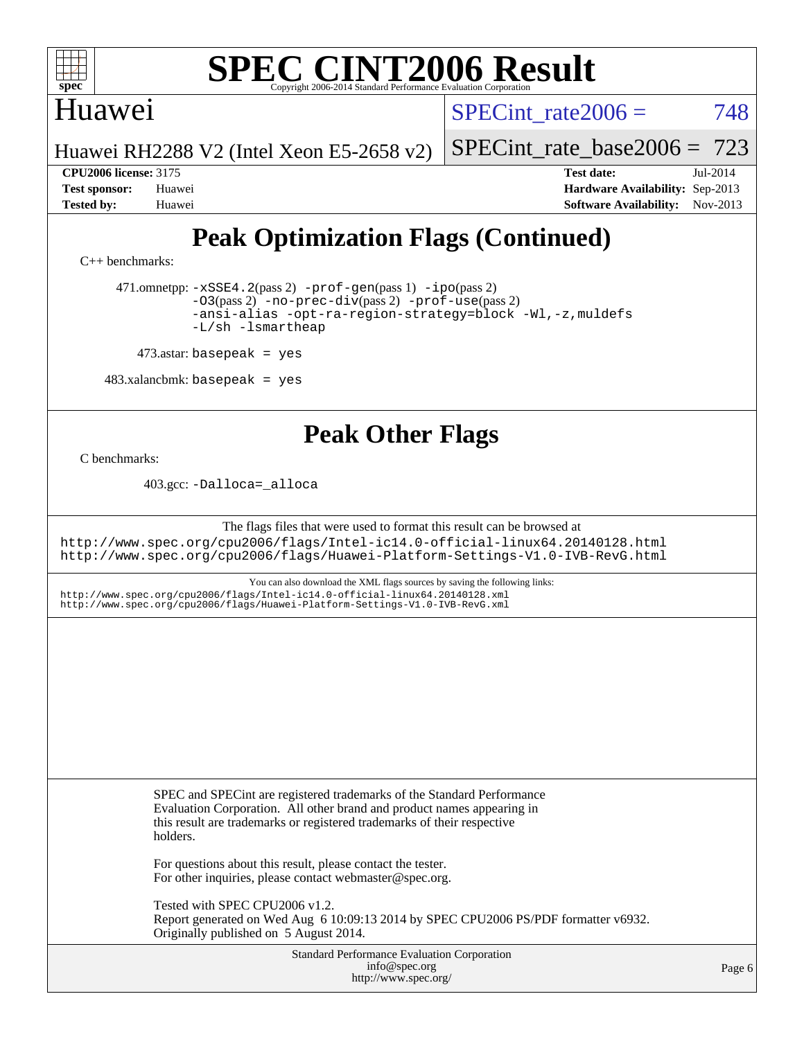# SPEC CINT2006 Result

Copyright 2006-2014 Standard Performance Evaluation Corporation

Huawei

Huawei RH2288 V2 (Intel Xeon E5-2658 v2)

SPECint_rate2006 = 748

SPECint_rate_base2006 = 723

**CPU2006 license:** 3175
**Test sponsor:** Huawei
**Tested by:** Huawei

**Test date:** Jul-2014
**Hardware Availability:** Sep-2013
**Software Availability:** Nov-2013

## Peak Optimization Flags (Continued)

C++ benchmarks:

471.omnetpp: -xSSE4.2(pass 2) -prof-gen(pass 1) -ipo(pass 2) -O3(pass 2) -no-prec-div(pass 2) -prof-use(pass 2) -ansi-alias -opt-ra-region-strategy=block -Wl,-z,muldefs -L/sh -lsmartheap

473.astar: basepeak = yes

483.xalancbmk: basepeak = yes

## Peak Other Flags

C benchmarks:

403.gcc: -Dalloca=_alloca

The flags files that were used to format this result can be browsed at
http://www.spec.org/cpu2006/flags/Intel-ic14.0-official-linux64.20140128.html
http://www.spec.org/cpu2006/flags/Huawei-Platform-Settings-V1.0-IVB-RevG.html

You can also download the XML flags sources by saving the following links:
http://www.spec.org/cpu2006/flags/Intel-ic14.0-official-linux64.20140128.xml
http://www.spec.org/cpu2006/flags/Huawei-Platform-Settings-V1.0-IVB-RevG.xml

SPEC and SPECint are registered trademarks of the Standard Performance Evaluation Corporation. All other brand and product names appearing in this result are trademarks or registered trademarks of their respective holders.

For questions about this result, please contact the tester.
For other inquiries, please contact webmaster@spec.org.

Tested with SPEC CPU2006 v1.2.
Report generated on Wed Aug 6 10:09:13 2014 by SPEC CPU2006 PS/PDF formatter v6932.
Originally published on 5 August 2014.

Standard Performance Evaluation Corporation
info@spec.org
http://www.spec.org/